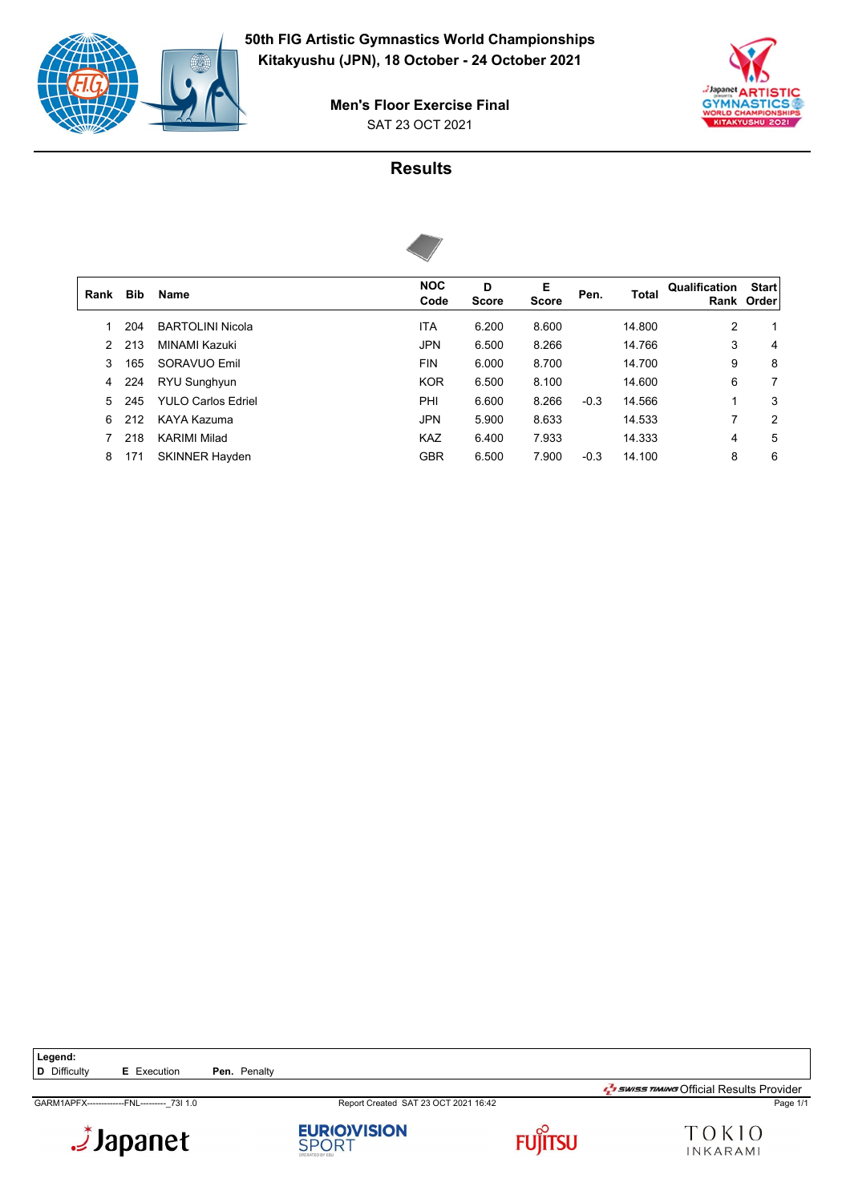**50th FIG Artistic Gymnastics World Championships**
**Kitakyushu (JPN), 18 October - 24 October 2021**

**Men's Floor Exercise Final**
SAT 23 OCT 2021

## Results

| Rank | Bib | Name | NOC Code | D Score | E Score | Pen. | Total | Qualification Rank | Start Order |
|---|---|---|---|---|---|---|---|---|---|
| 1 | 204 | BARTOLINI Nicola | ITA | 6.200 | 8.600 | | 14.800 | 2 | 1 |
| 2 | 213 | MINAMI Kazuki | JPN | 6.500 | 8.266 | | 14.766 | 3 | 4 |
| 3 | 165 | SORAVUO Emil | FIN | 6.000 | 8.700 | | 14.700 | 9 | 8 |
| 4 | 224 | RYU Sunghyun | KOR | 6.500 | 8.100 | | 14.600 | 6 | 7 |
| 5 | 245 | YULO Carlos Edriel | PHI | 6.600 | 8.266 | -0.3 | 14.566 | 1 | 3 |
| 6 | 212 | KAYA Kazuma | JPN | 5.900 | 8.633 | | 14.533 | 7 | 2 |
| 7 | 218 | KARIMI Milad | KAZ | 6.400 | 7.933 | | 14.333 | 4 | 5 |
| 8 | 171 | SKINNER Hayden | GBR | 6.500 | 7.900 | -0.3 | 14.100 | 8 | 6 |

**Legend:**
**D** Difficulty  **E** Execution  **Pen.** Penalty

SWISS TIMING Official Results Provider

GARM1APFX-------------FNL---------_73I 1.0  Report Created SAT 23 OCT 2021 16:42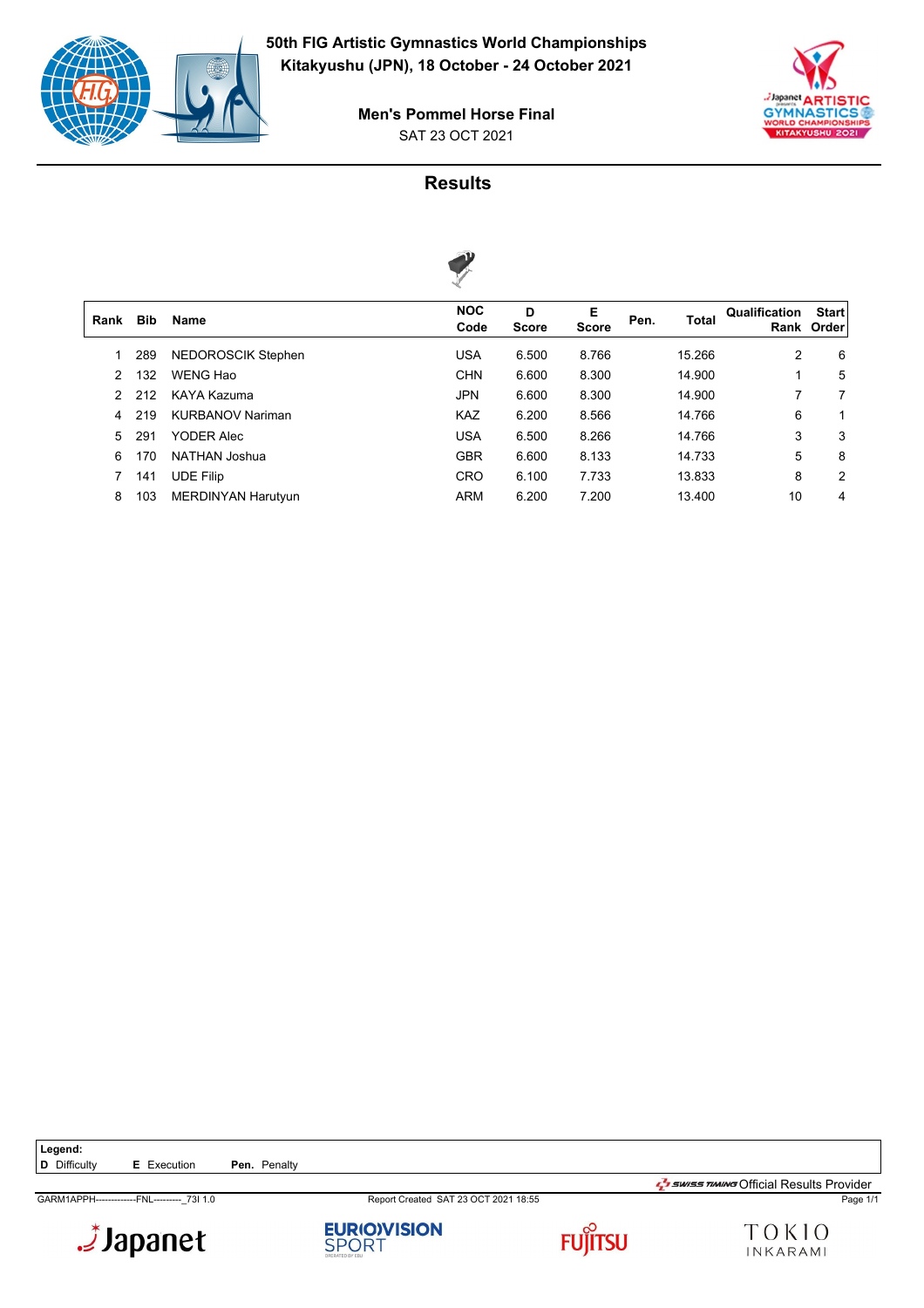# 50th FIG Artistic Gymnastics World Championships
**Kitakyushu (JPN), 18 October - 24 October 2021**

## Men's Pommel Horse Final
SAT 23 OCT 2021

### Results

| Rank | Bib | Name | NOC Code | D Score | E Score | Pen. | Total | Qualification Rank | Start Order |
|---|---|---|---|---|---|---|---|---|---|
| 1 | 289 | NEDOROSCIK Stephen | USA | 6.500 | 8.766 | | 15.266 | 2 | 6 |
| 2 | 132 | WENG Hao | CHN | 6.600 | 8.300 | | 14.900 | 1 | 5 |
| 2 | 212 | KAYA Kazuma | JPN | 6.600 | 8.300 | | 14.900 | 7 | 7 |
| 4 | 219 | KURBANOV Nariman | KAZ | 6.200 | 8.566 | | 14.766 | 6 | 1 |
| 5 | 291 | YODER Alec | USA | 6.500 | 8.266 | | 14.766 | 3 | 3 |
| 6 | 170 | NATHAN Joshua | GBR | 6.600 | 8.133 | | 14.733 | 5 | 8 |
| 7 | 141 | UDE Filip | CRO | 6.100 | 7.733 | | 13.833 | 8 | 2 |
| 8 | 103 | MERDINYAN Harutyun | ARM | 6.200 | 7.200 | | 13.400 | 10 | 4 |

**Legend:**
**D** Difficulty **E** Execution **Pen.** Penalty

GARM1APPH-------------FNL---------_73I 1.0 Report Created SAT 23 OCT 2021 18:55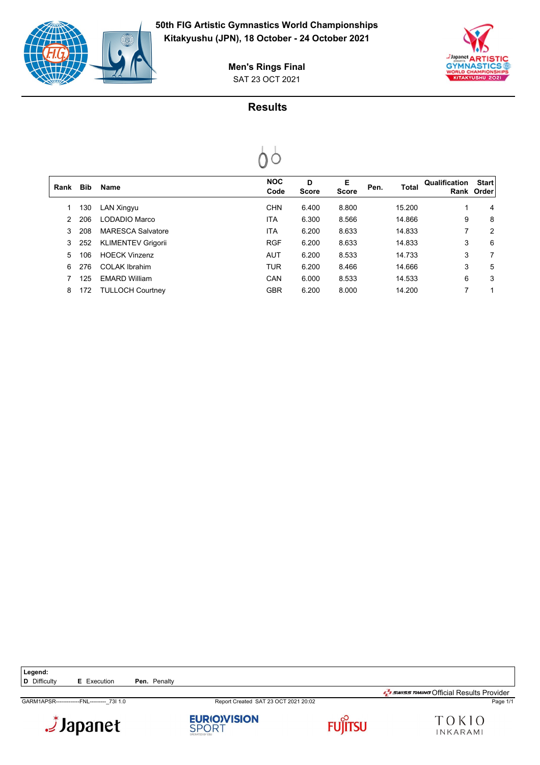# 50th FIG Artistic Gymnastics World Championships

**Kitakyushu (JPN), 18 October - 24 October 2021**

**Men's Rings Final**

SAT 23 OCT 2021

## Results

| Rank | Bib | Name | NOC Code | D Score | E Score | Pen. | Total | Qualification Rank | Start Order |
|---|---|---|---|---|---|---|---|---|---|
| 1 | 130 | LAN Xingyu | CHN | 6.400 | 8.800 | | 15.200 | 1 | 4 |
| 2 | 206 | LODADIO Marco | ITA | 6.300 | 8.566 | | 14.866 | 9 | 8 |
| 3 | 208 | MARESCA Salvatore | ITA | 6.200 | 8.633 | | 14.833 | 7 | 2 |
| 3 | 252 | KLIMENTEV Grigorii | RGF | 6.200 | 8.633 | | 14.833 | 3 | 6 |
| 5 | 106 | HOECK Vinzenz | AUT | 6.200 | 8.533 | | 14.733 | 3 | 7 |
| 6 | 276 | COLAK Ibrahim | TUR | 6.200 | 8.466 | | 14.666 | 3 | 5 |
| 7 | 125 | EMARD William | CAN | 6.000 | 8.533 | | 14.533 | 6 | 3 |
| 8 | 172 | TULLOCH Courtney | GBR | 6.200 | 8.000 | | 14.200 | 7 | 1 |

**Legend:**
**D** Difficulty **E** Execution **Pen.** Penalty

SWISS TIMING Official Results Provider

GARM1APSR-------------FNL---------_73I 1.0 Report Created SAT 23 OCT 2021 20:02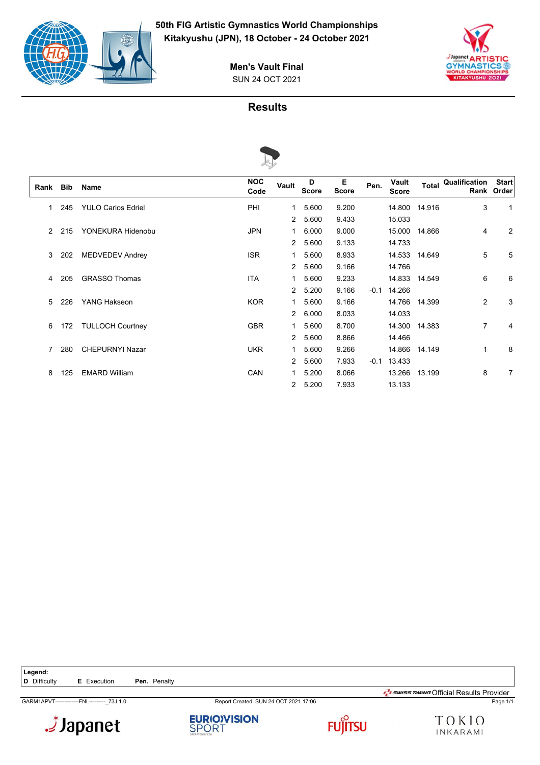# 50th FIG Artistic Gymnastics World Championships

**Kitakyushu (JPN), 18 October - 24 October 2021**

## Men's Vault Final

SUN 24 OCT 2021

## Results

| Rank | Bib | Name | NOC Code | Vault | D Score | E Score | Pen. | Vault Score | Total | Qualification Rank | Start Order |
|---|---|---|---|---|---|---|---|---|---|---|---|
| 1 | 245 | YULO Carlos Edriel | PHI | 1 | 5.600 | 9.200 | | 14.800 | 14.916 | 3 | 1 |
| | | | | 2 | 5.600 | 9.433 | | 15.033 | | | |
| 2 | 215 | YONEKURA Hidenobu | JPN | 1 | 6.000 | 9.000 | | 15.000 | 14.866 | 4 | 2 |
| | | | | 2 | 5.600 | 9.133 | | 14.733 | | | |
| 3 | 202 | MEDVEDEV Andrey | ISR | 1 | 5.600 | 8.933 | | 14.533 | 14.649 | 5 | 5 |
| | | | | 2 | 5.600 | 9.166 | | 14.766 | | | |
| 4 | 205 | GRASSO Thomas | ITA | 1 | 5.600 | 9.233 | | 14.833 | 14.549 | 6 | 6 |
| | | | | 2 | 5.200 | 9.166 | -0.1 | 14.266 | | | |
| 5 | 226 | YANG Hakseon | KOR | 1 | 5.600 | 9.166 | | 14.766 | 14.399 | 2 | 3 |
| | | | | 2 | 6.000 | 8.033 | | 14.033 | | | |
| 6 | 172 | TULLOCH Courtney | GBR | 1 | 5.600 | 8.700 | | 14.300 | 14.383 | 7 | 4 |
| | | | | 2 | 5.600 | 8.866 | | 14.466 | | | |
| 7 | 280 | CHEPURNYI Nazar | UKR | 1 | 5.600 | 9.266 | | 14.866 | 14.149 | 1 | 8 |
| | | | | 2 | 5.600 | 7.933 | -0.1 | 13.433 | | | |
| 8 | 125 | EMARD William | CAN | 1 | 5.200 | 8.066 | | 13.266 | 13.199 | 8 | 7 |
| | | | | 2 | 5.200 | 7.933 | | 13.133 | | | |

**Legend:**
**D** Difficulty **E** Execution **Pen.** Penalty

GARM1APVT-------------FNL---------_73J 1.0 Report Created SUN 24 OCT 2021 17:06

SWISS TIMING Official Results Provider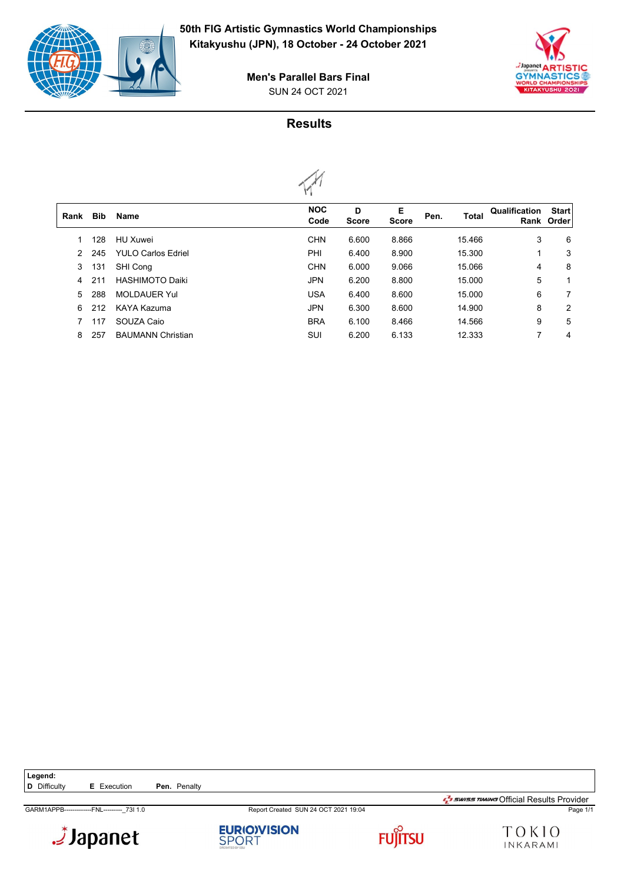# 50th FIG Artistic Gymnastics World Championships

**Kitakyushu (JPN), 18 October - 24 October 2021**

**Men's Parallel Bars Final**

SUN 24 OCT 2021

## Results

| Rank | Bib | Name | NOC Code | D Score | E Score | Pen. | Total | Qualification Rank | Start Order |
|---|---|---|---|---|---|---|---|---|---|
| 1 | 128 | HU Xuwei | CHN | 6.600 | 8.866 | | 15.466 | 3 | 6 |
| 2 | 245 | YULO Carlos Edriel | PHI | 6.400 | 8.900 | | 15.300 | 1 | 3 |
| 3 | 131 | SHI Cong | CHN | 6.000 | 9.066 | | 15.066 | 4 | 8 |
| 4 | 211 | HASHIMOTO Daiki | JPN | 6.200 | 8.800 | | 15.000 | 5 | 1 |
| 5 | 288 | MOLDAUER Yul | USA | 6.400 | 8.600 | | 15.000 | 6 | 7 |
| 6 | 212 | KAYA Kazuma | JPN | 6.300 | 8.600 | | 14.900 | 8 | 2 |
| 7 | 117 | SOUZA Caio | BRA | 6.100 | 8.466 | | 14.566 | 9 | 5 |
| 8 | 257 | BAUMANN Christian | SUI | 6.200 | 6.133 | | 12.333 | 7 | 4 |

**Legend:**
**D** Difficulty **E** Execution **Pen.** Penalty

GARM1APPB-------------FNL---------_73I 1.0 Report Created SUN 24 OCT 2021 19:04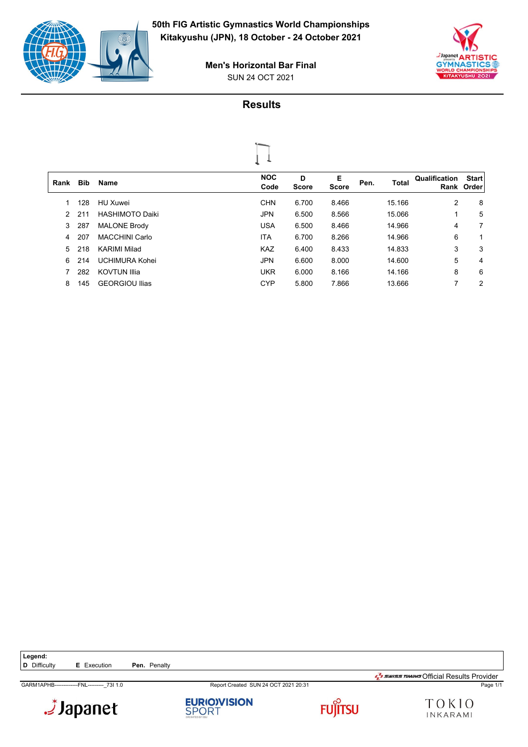# 50th FIG Artistic Gymnastics World Championships

**Kitakyushu (JPN), 18 October - 24 October 2021**

**Men's Horizontal Bar Final**

SUN 24 OCT 2021

## Results

| Rank | Bib | Name | NOC Code | D Score | E Score | Pen. | Total | Qualification Rank | Start Order |
|---|---|---|---|---|---|---|---|---|---|
| 1 | 128 | HU Xuwei | CHN | 6.700 | 8.466 | | 15.166 | 2 | 8 |
| 2 | 211 | HASHIMOTO Daiki | JPN | 6.500 | 8.566 | | 15.066 | 1 | 5 |
| 3 | 287 | MALONE Brody | USA | 6.500 | 8.466 | | 14.966 | 4 | 7 |
| 4 | 207 | MACCHINI Carlo | ITA | 6.700 | 8.266 | | 14.966 | 6 | 1 |
| 5 | 218 | KARIMI Milad | KAZ | 6.400 | 8.433 | | 14.833 | 3 | 3 |
| 6 | 214 | UCHIMURA Kohei | JPN | 6.600 | 8.000 | | 14.600 | 5 | 4 |
| 7 | 282 | KOVTUN Illia | UKR | 6.000 | 8.166 | | 14.166 | 8 | 6 |
| 8 | 145 | GEORGIOU Ilias | CYP | 5.800 | 7.866 | | 13.666 | 7 | 2 |

**Legend:**
**D** Difficulty **E** Execution **Pen.** Penalty

SWISS TIMING Official Results Provider

GARM1APHB-------------FNL---------_73I 1.0 Report Created SUN 24 OCT 2021 20:31